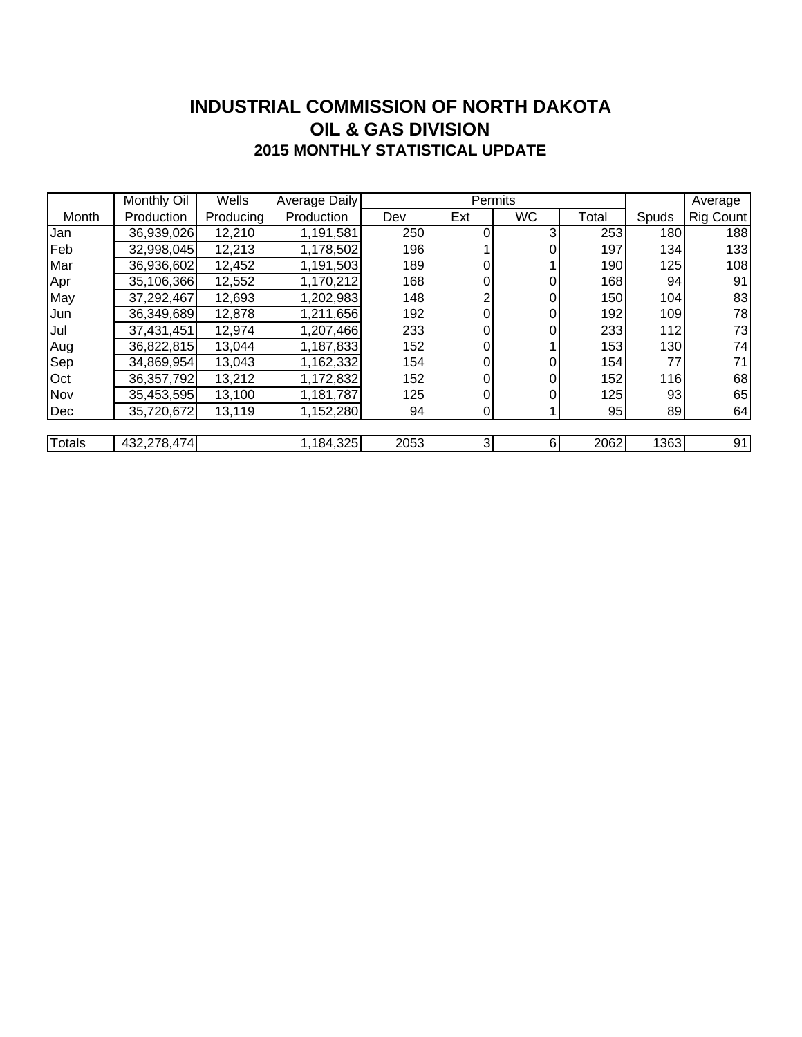# INDUSTRIAL COMMISSION OF NORTH DAKOTA
## OIL & GAS DIVISION
### 2015 MONTHLY STATISTICAL UPDATE

| | Monthly Oil | Wells | Average Daily | Permits | | | | | Average |
|---|---|---|---|---|---|---|---|---|---|
| Month | Production | Producing | Production | Dev | Ext | WC | Total | Spuds | Rig Count |
| Jan | 36,939,026 | 12,210 | 1,191,581 | 250 | 0 | 3 | 253 | 180 | 188 |
| Feb | 32,998,045 | 12,213 | 1,178,502 | 196 | 1 | 0 | 197 | 134 | 133 |
| Mar | 36,936,602 | 12,452 | 1,191,503 | 189 | 0 | 1 | 190 | 125 | 108 |
| Apr | 35,106,366 | 12,552 | 1,170,212 | 168 | 0 | 0 | 168 | 94 | 91 |
| May | 37,292,467 | 12,693 | 1,202,983 | 148 | 2 | 0 | 150 | 104 | 83 |
| Jun | 36,349,689 | 12,878 | 1,211,656 | 192 | 0 | 0 | 192 | 109 | 78 |
| Jul | 37,431,451 | 12,974 | 1,207,466 | 233 | 0 | 0 | 233 | 112 | 73 |
| Aug | 36,822,815 | 13,044 | 1,187,833 | 152 | 0 | 1 | 153 | 130 | 74 |
| Sep | 34,869,954 | 13,043 | 1,162,332 | 154 | 0 | 0 | 154 | 77 | 71 |
| Oct | 36,357,792 | 13,212 | 1,172,832 | 152 | 0 | 0 | 152 | 116 | 68 |
| Nov | 35,453,595 | 13,100 | 1,181,787 | 125 | 0 | 0 | 125 | 93 | 65 |
| Dec | 35,720,672 | 13,119 | 1,152,280 | 94 | 0 | 1 | 95 | 89 | 64 |
| Totals | 432,278,474 | | 1,184,325 | 2053 | 3 | 6 | 2062 | 1363 | 91 |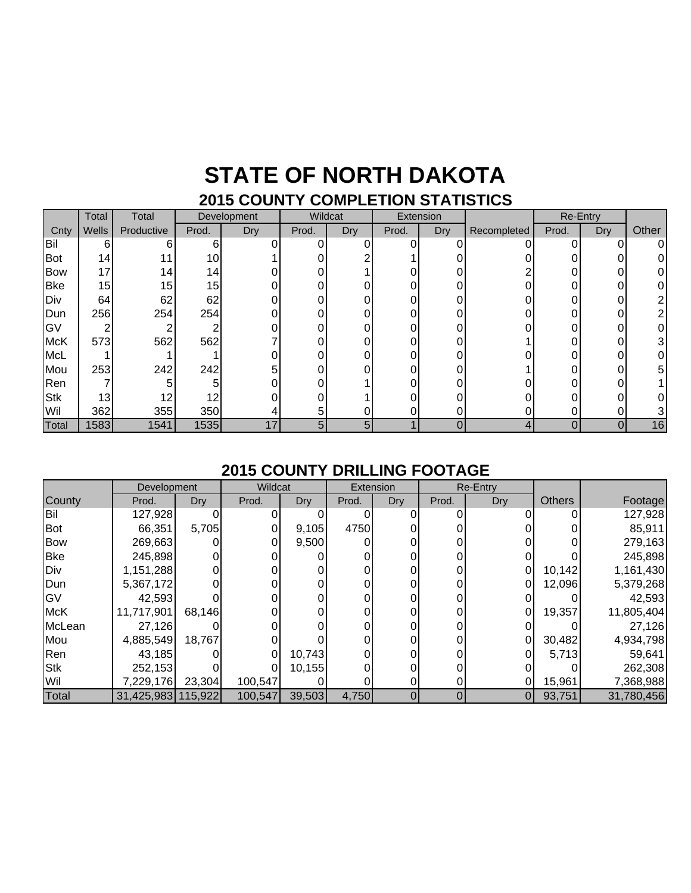# STATE OF NORTH DAKOTA

## 2015 COUNTY COMPLETION STATISTICS

| | Total | Total | Development | | Wildcat | | Extension | | | Re-Entry | | |
|---|---|---|---|---|---|---|---|---|---|---|---|---|
| Cnty | Wells | Productive | Prod. | Dry | Prod. | Dry | Prod. | Dry | Recompleted | Prod. | Dry | Other |
| Bil | 6 | 6 | 6 | 0 | 0 | 0 | 0 | 0 | 0 | 0 | 0 | 0 |
| Bot | 14 | 11 | 10 | 1 | 0 | 2 | 1 | 0 | 0 | 0 | 0 | 0 |
| Bow | 17 | 14 | 14 | 0 | 0 | 1 | 0 | 0 | 2 | 0 | 0 | 0 |
| Bke | 15 | 15 | 15 | 0 | 0 | 0 | 0 | 0 | 0 | 0 | 0 | 0 |
| Div | 64 | 62 | 62 | 0 | 0 | 0 | 0 | 0 | 0 | 0 | 0 | 2 |
| Dun | 256 | 254 | 254 | 0 | 0 | 0 | 0 | 0 | 0 | 0 | 0 | 2 |
| GV | 2 | 2 | 2 | 0 | 0 | 0 | 0 | 0 | 0 | 0 | 0 | 0 |
| McK | 573 | 562 | 562 | 7 | 0 | 0 | 0 | 0 | 1 | 0 | 0 | 3 |
| McL | 1 | 1 | 1 | 0 | 0 | 0 | 0 | 0 | 0 | 0 | 0 | 0 |
| Mou | 253 | 242 | 242 | 5 | 0 | 0 | 0 | 0 | 1 | 0 | 0 | 5 |
| Ren | 7 | 5 | 5 | 0 | 0 | 1 | 0 | 0 | 0 | 0 | 0 | 1 |
| Stk | 13 | 12 | 12 | 0 | 0 | 1 | 0 | 0 | 0 | 0 | 0 | 0 |
| Wil | 362 | 355 | 350 | 4 | 5 | 0 | 0 | 0 | 0 | 0 | 0 | 3 |
| Total | 1583 | 1541 | 1535 | 17 | 5 | 5 | 1 | 0 | 4 | 0 | 0 | 16 |

## 2015 COUNTY DRILLING FOOTAGE

| | Development | | Wildcat | | Extension | | Re-Entry | | | |
|---|---|---|---|---|---|---|---|---|---|---|
| County | Prod. | Dry | Prod. | Dry | Prod. | Dry | Prod. | Dry | Others | Footage |
| Bil | 127,928 | 0 | 0 | 0 | 0 | 0 | 0 | 0 | 0 | 127,928 |
| Bot | 66,351 | 5,705 | 0 | 9,105 | 4750 | 0 | 0 | 0 | 0 | 85,911 |
| Bow | 269,663 | 0 | 0 | 9,500 | 0 | 0 | 0 | 0 | 0 | 279,163 |
| Bke | 245,898 | 0 | 0 | 0 | 0 | 0 | 0 | 0 | 0 | 245,898 |
| Div | 1,151,288 | 0 | 0 | 0 | 0 | 0 | 0 | 0 | 10,142 | 1,161,430 |
| Dun | 5,367,172 | 0 | 0 | 0 | 0 | 0 | 0 | 0 | 12,096 | 5,379,268 |
| GV | 42,593 | 0 | 0 | 0 | 0 | 0 | 0 | 0 | 0 | 42,593 |
| McK | 11,717,901 | 68,146 | 0 | 0 | 0 | 0 | 0 | 0 | 19,357 | 11,805,404 |
| McLean | 27,126 | 0 | 0 | 0 | 0 | 0 | 0 | 0 | 0 | 27,126 |
| Mou | 4,885,549 | 18,767 | 0 | 0 | 0 | 0 | 0 | 0 | 30,482 | 4,934,798 |
| Ren | 43,185 | 0 | 0 | 10,743 | 0 | 0 | 0 | 0 | 5,713 | 59,641 |
| Stk | 252,153 | 0 | 0 | 10,155 | 0 | 0 | 0 | 0 | 0 | 262,308 |
| Wil | 7,229,176 | 23,304 | 100,547 | 0 | 0 | 0 | 0 | 0 | 15,961 | 7,368,988 |
| Total | 31,425,983 | 115,922 | 100,547 | 39,503 | 4,750 | 0 | 0 | 0 | 93,751 | 31,780,456 |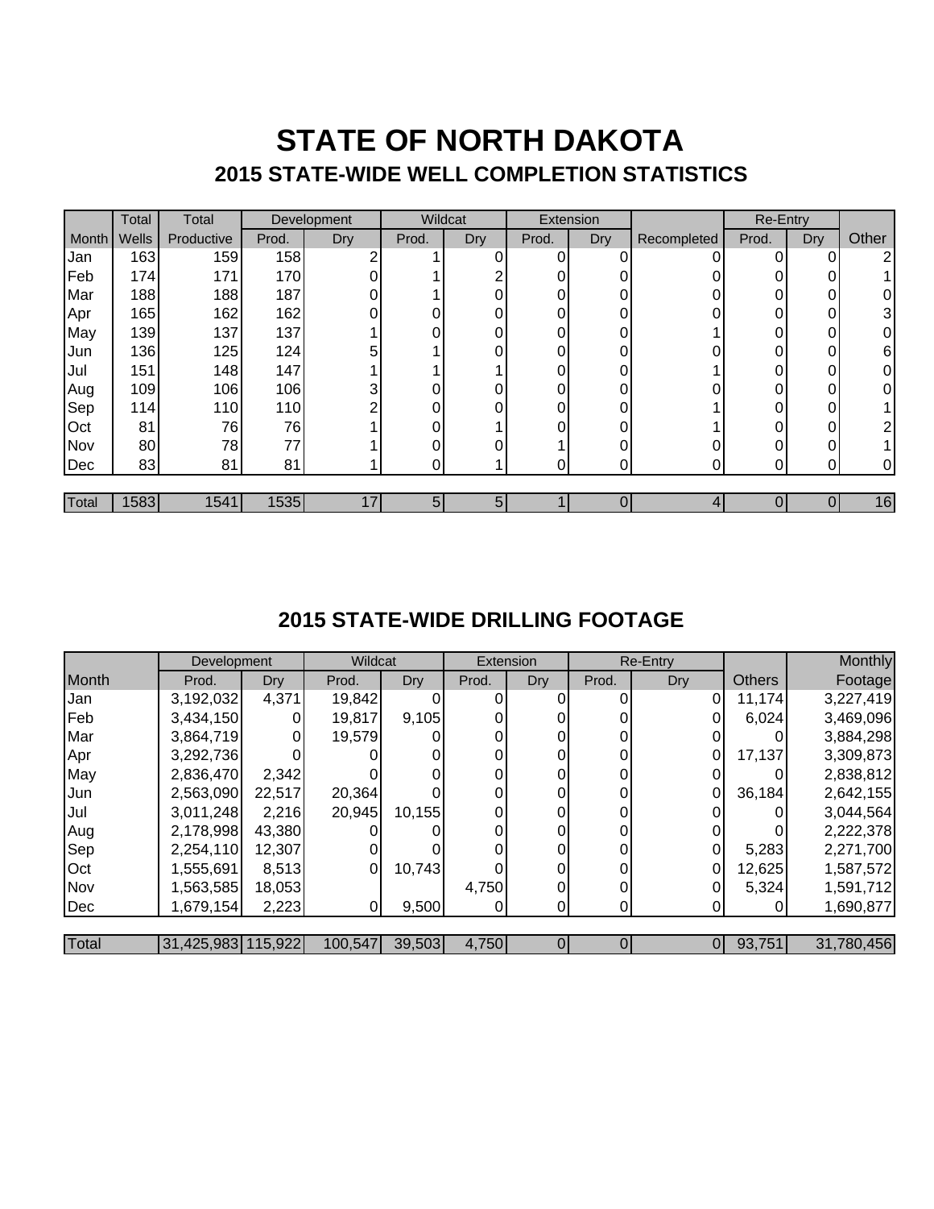# STATE OF NORTH DAKOTA

## 2015 STATE-WIDE WELL COMPLETION STATISTICS

| | Total | Total | Development | | Wildcat | | Extension | | | Re-Entry | | |
|---|---|---|---|---|---|---|---|---|---|---|---|---|
| Month | Wells | Productive | Prod. | Dry | Prod. | Dry | Prod. | Dry | Recompleted | Prod. | Dry | Other |
| Jan | 163 | 159 | 158 | 2 | 1 | 0 | 0 | 0 | 0 | 0 | 0 | 2 |
| Feb | 174 | 171 | 170 | 0 | 1 | 2 | 0 | 0 | 0 | 0 | 0 | 1 |
| Mar | 188 | 188 | 187 | 0 | 1 | 0 | 0 | 0 | 0 | 0 | 0 | 0 |
| Apr | 165 | 162 | 162 | 0 | 0 | 0 | 0 | 0 | 0 | 0 | 0 | 3 |
| May | 139 | 137 | 137 | 1 | 0 | 0 | 0 | 0 | 1 | 0 | 0 | 0 |
| Jun | 136 | 125 | 124 | 5 | 1 | 0 | 0 | 0 | 0 | 0 | 0 | 6 |
| Jul | 151 | 148 | 147 | 1 | 1 | 1 | 0 | 0 | 1 | 0 | 0 | 0 |
| Aug | 109 | 106 | 106 | 3 | 0 | 0 | 0 | 0 | 0 | 0 | 0 | 0 |
| Sep | 114 | 110 | 110 | 2 | 0 | 0 | 0 | 0 | 1 | 0 | 0 | 1 |
| Oct | 81 | 76 | 76 | 1 | 0 | 1 | 0 | 0 | 1 | 0 | 0 | 2 |
| Nov | 80 | 78 | 77 | 1 | 0 | 0 | 1 | 0 | 0 | 0 | 0 | 1 |
| Dec | 83 | 81 | 81 | 1 | 0 | 1 | 0 | 0 | 0 | 0 | 0 | 0 |
| Total | 1583 | 1541 | 1535 | 17 | 5 | 5 | 1 | 0 | 4 | 0 | 0 | 16 |

## 2015 STATE-WIDE DRILLING FOOTAGE

| | Development | | Wildcat | | Extension | | Re-Entry | | | Monthly |
|---|---|---|---|---|---|---|---|---|---|---|
| Month | Prod. | Dry | Prod. | Dry | Prod. | Dry | Prod. | Dry | Others | Footage |
| Jan | 3,192,032 | 4,371 | 19,842 | 0 | 0 | 0 | 0 | 0 | 11,174 | 3,227,419 |
| Feb | 3,434,150 | 0 | 19,817 | 9,105 | 0 | 0 | 0 | 0 | 6,024 | 3,469,096 |
| Mar | 3,864,719 | 0 | 19,579 | 0 | 0 | 0 | 0 | 0 | 0 | 3,884,298 |
| Apr | 3,292,736 | 0 | 0 | 0 | 0 | 0 | 0 | 0 | 17,137 | 3,309,873 |
| May | 2,836,470 | 2,342 | 0 | 0 | 0 | 0 | 0 | 0 | 0 | 2,838,812 |
| Jun | 2,563,090 | 22,517 | 20,364 | 0 | 0 | 0 | 0 | 0 | 36,184 | 2,642,155 |
| Jul | 3,011,248 | 2,216 | 20,945 | 10,155 | 0 | 0 | 0 | 0 | 0 | 3,044,564 |
| Aug | 2,178,998 | 43,380 | 0 | 0 | 0 | 0 | 0 | 0 | 0 | 2,222,378 |
| Sep | 2,254,110 | 12,307 | 0 | 0 | 0 | 0 | 0 | 0 | 5,283 | 2,271,700 |
| Oct | 1,555,691 | 8,513 | 0 | 10,743 | 0 | 0 | 0 | 0 | 12,625 | 1,587,572 |
| Nov | 1,563,585 | 18,053 | | | 4,750 | 0 | 0 | 0 | 5,324 | 1,591,712 |
| Dec | 1,679,154 | 2,223 | 0 | 9,500 | 0 | 0 | 0 | 0 | 0 | 1,690,877 |
| Total | 31,425,983 | 115,922 | 100,547 | 39,503 | 4,750 | 0 | 0 | 0 | 93,751 | 31,780,456 |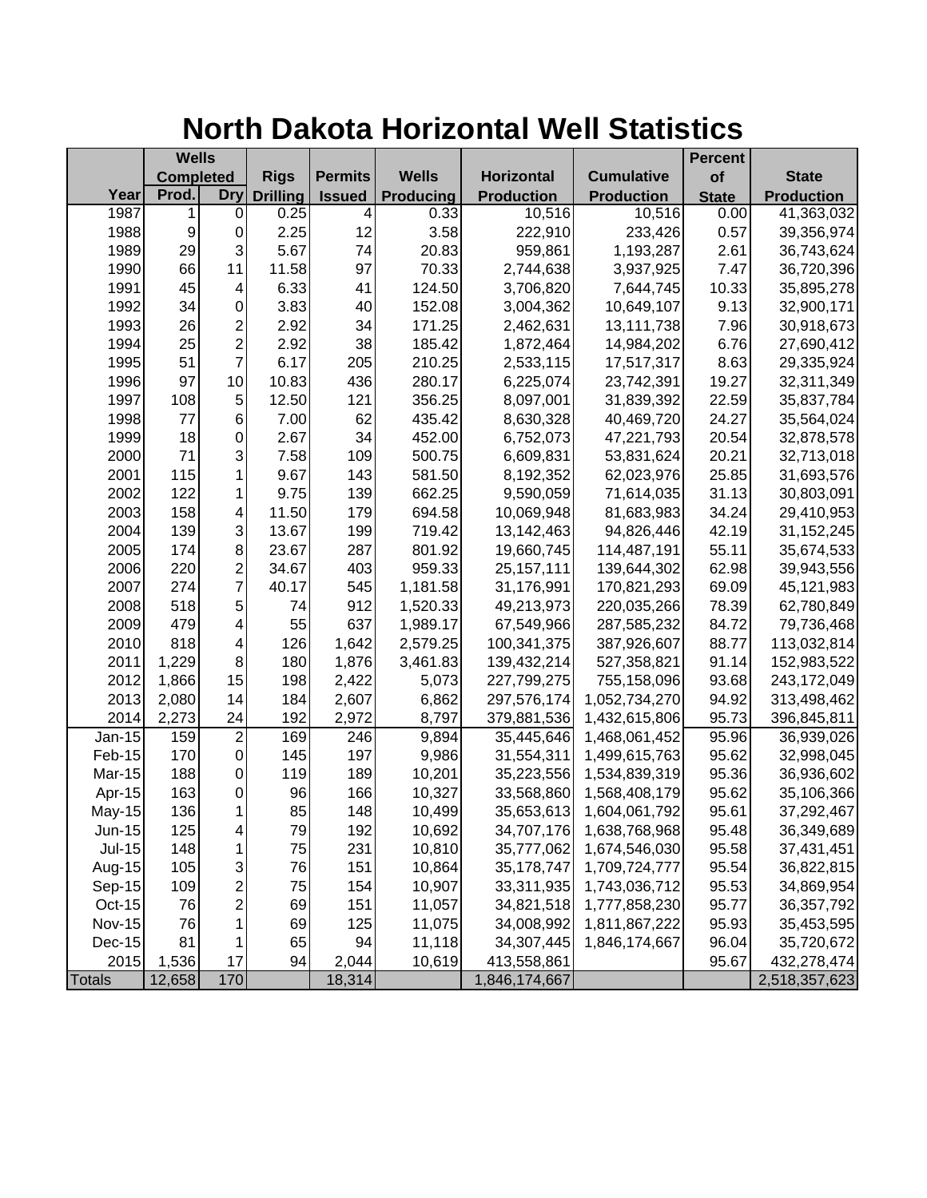# North Dakota Horizontal Well Statistics

| | Wells Completed | | Rigs | Permits | Wells | Horizontal | Cumulative | Percent of | State |
|---|---|---|---|---|---|---|---|---|---|
| Year | Prod. | Dry | Drilling | Issued | Producing | Production | Production | State | Production |
| 1987 | 1 | 0 | 0.25 | 4 | 0.33 | 10,516 | 10,516 | 0.00 | 41,363,032 |
| 1988 | 9 | 0 | 2.25 | 12 | 3.58 | 222,910 | 233,426 | 0.57 | 39,356,974 |
| 1989 | 29 | 3 | 5.67 | 74 | 20.83 | 959,861 | 1,193,287 | 2.61 | 36,743,624 |
| 1990 | 66 | 11 | 11.58 | 97 | 70.33 | 2,744,638 | 3,937,925 | 7.47 | 36,720,396 |
| 1991 | 45 | 4 | 6.33 | 41 | 124.50 | 3,706,820 | 7,644,745 | 10.33 | 35,895,278 |
| 1992 | 34 | 0 | 3.83 | 40 | 152.08 | 3,004,362 | 10,649,107 | 9.13 | 32,900,171 |
| 1993 | 26 | 2 | 2.92 | 34 | 171.25 | 2,462,631 | 13,111,738 | 7.96 | 30,918,673 |
| 1994 | 25 | 2 | 2.92 | 38 | 185.42 | 1,872,464 | 14,984,202 | 6.76 | 27,690,412 |
| 1995 | 51 | 7 | 6.17 | 205 | 210.25 | 2,533,115 | 17,517,317 | 8.63 | 29,335,924 |
| 1996 | 97 | 10 | 10.83 | 436 | 280.17 | 6,225,074 | 23,742,391 | 19.27 | 32,311,349 |
| 1997 | 108 | 5 | 12.50 | 121 | 356.25 | 8,097,001 | 31,839,392 | 22.59 | 35,837,784 |
| 1998 | 77 | 6 | 7.00 | 62 | 435.42 | 8,630,328 | 40,469,720 | 24.27 | 35,564,024 |
| 1999 | 18 | 0 | 2.67 | 34 | 452.00 | 6,752,073 | 47,221,793 | 20.54 | 32,878,578 |
| 2000 | 71 | 3 | 7.58 | 109 | 500.75 | 6,609,831 | 53,831,624 | 20.21 | 32,713,018 |
| 2001 | 115 | 1 | 9.67 | 143 | 581.50 | 8,192,352 | 62,023,976 | 25.85 | 31,693,576 |
| 2002 | 122 | 1 | 9.75 | 139 | 662.25 | 9,590,059 | 71,614,035 | 31.13 | 30,803,091 |
| 2003 | 158 | 4 | 11.50 | 179 | 694.58 | 10,069,948 | 81,683,983 | 34.24 | 29,410,953 |
| 2004 | 139 | 3 | 13.67 | 199 | 719.42 | 13,142,463 | 94,826,446 | 42.19 | 31,152,245 |
| 2005 | 174 | 8 | 23.67 | 287 | 801.92 | 19,660,745 | 114,487,191 | 55.11 | 35,674,533 |
| 2006 | 220 | 2 | 34.67 | 403 | 959.33 | 25,157,111 | 139,644,302 | 62.98 | 39,943,556 |
| 2007 | 274 | 7 | 40.17 | 545 | 1,181.58 | 31,176,991 | 170,821,293 | 69.09 | 45,121,983 |
| 2008 | 518 | 5 | 74 | 912 | 1,520.33 | 49,213,973 | 220,035,266 | 78.39 | 62,780,849 |
| 2009 | 479 | 4 | 55 | 637 | 1,989.17 | 67,549,966 | 287,585,232 | 84.72 | 79,736,468 |
| 2010 | 818 | 4 | 126 | 1,642 | 2,579.25 | 100,341,375 | 387,926,607 | 88.77 | 113,032,814 |
| 2011 | 1,229 | 8 | 180 | 1,876 | 3,461.83 | 139,432,214 | 527,358,821 | 91.14 | 152,983,522 |
| 2012 | 1,866 | 15 | 198 | 2,422 | 5,073 | 227,799,275 | 755,158,096 | 93.68 | 243,172,049 |
| 2013 | 2,080 | 14 | 184 | 2,607 | 6,862 | 297,576,174 | 1,052,734,270 | 94.92 | 313,498,462 |
| 2014 | 2,273 | 24 | 192 | 2,972 | 8,797 | 379,881,536 | 1,432,615,806 | 95.73 | 396,845,811 |
| Jan-15 | 159 | 2 | 169 | 246 | 9,894 | 35,445,646 | 1,468,061,452 | 95.96 | 36,939,026 |
| Feb-15 | 170 | 0 | 145 | 197 | 9,986 | 31,554,311 | 1,499,615,763 | 95.62 | 32,998,045 |
| Mar-15 | 188 | 0 | 119 | 189 | 10,201 | 35,223,556 | 1,534,839,319 | 95.36 | 36,936,602 |
| Apr-15 | 163 | 0 | 96 | 166 | 10,327 | 33,568,860 | 1,568,408,179 | 95.62 | 35,106,366 |
| May-15 | 136 | 1 | 85 | 148 | 10,499 | 35,653,613 | 1,604,061,792 | 95.61 | 37,292,467 |
| Jun-15 | 125 | 4 | 79 | 192 | 10,692 | 34,707,176 | 1,638,768,968 | 95.48 | 36,349,689 |
| Jul-15 | 148 | 1 | 75 | 231 | 10,810 | 35,777,062 | 1,674,546,030 | 95.58 | 37,431,451 |
| Aug-15 | 105 | 3 | 76 | 151 | 10,864 | 35,178,747 | 1,709,724,777 | 95.54 | 36,822,815 |
| Sep-15 | 109 | 2 | 75 | 154 | 10,907 | 33,311,935 | 1,743,036,712 | 95.53 | 34,869,954 |
| Oct-15 | 76 | 2 | 69 | 151 | 11,057 | 34,821,518 | 1,777,858,230 | 95.77 | 36,357,792 |
| Nov-15 | 76 | 1 | 69 | 125 | 11,075 | 34,008,992 | 1,811,867,222 | 95.93 | 35,453,595 |
| Dec-15 | 81 | 1 | 65 | 94 | 11,118 | 34,307,445 | 1,846,174,667 | 96.04 | 35,720,672 |
| 2015 | 1,536 | 17 | 94 | 2,044 | 10,619 | 413,558,861 | | 95.67 | 432,278,474 |
| Totals | 12,658 | 170 | | 18,314 | | 1,846,174,667 | | | 2,518,357,623 |